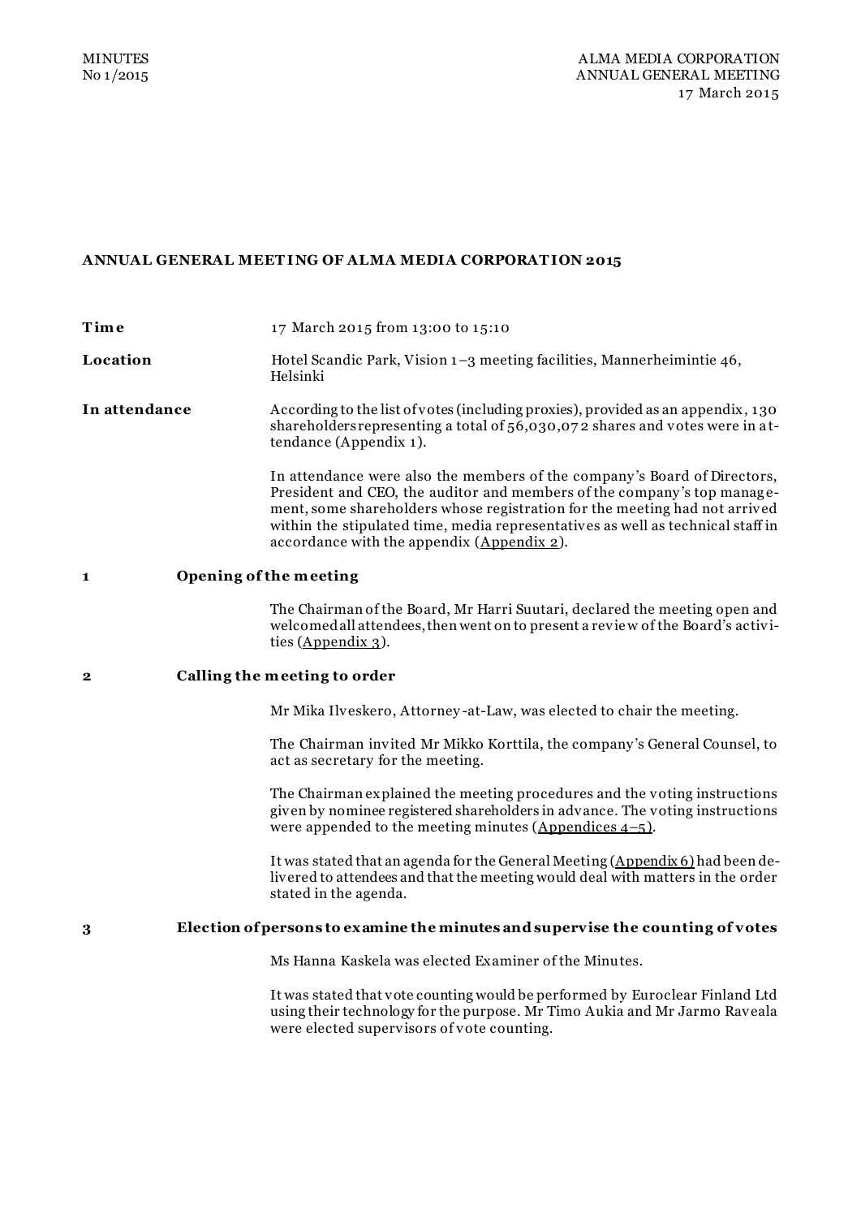MINUTES
No 1/2015

ALMA MEDIA CORPORATION
ANNUAL GENERAL MEETING
17 March 2015

# ANNUAL GENERAL MEETING OF ALMA MEDIA CORPORATION 2015

**Time** 17 March 2015 from 13:00 to 15:10

**Location** Hotel Scandic Park, Vision 1–3 meeting facilities, Mannerheimintie 46, Helsinki

**In attendance** According to the list of votes (including proxies), provided as an appendix, 130 shareholders representing a total of 56,030,072 shares and votes were in attendance (Appendix 1).

In attendance were also the members of the company's Board of Directors, President and CEO, the auditor and members of the company's top management, some shareholders whose registration for the meeting had not arrived within the stipulated time, media representatives as well as technical staff in accordance with the appendix (Appendix 2).

## 1 Opening of the meeting

The Chairman of the Board, Mr Harri Suutari, declared the meeting open and welcomed all attendees, then went on to present a review of the Board's activities (Appendix 3).

## 2 Calling the meeting to order

Mr Mika Ilveskero, Attorney-at-Law, was elected to chair the meeting.

The Chairman invited Mr Mikko Korttila, the company's General Counsel, to act as secretary for the meeting.

The Chairman explained the meeting procedures and the voting instructions given by nominee registered shareholders in advance. The voting instructions were appended to the meeting minutes (Appendices 4–5).

It was stated that an agenda for the General Meeting (Appendix 6) had been delivered to attendees and that the meeting would deal with matters in the order stated in the agenda.

## 3 Election of persons to examine the minutes and supervise the counting of votes

Ms Hanna Kaskela was elected Examiner of the Minutes.

It was stated that vote counting would be performed by Euroclear Finland Ltd using their technology for the purpose. Mr Timo Aukia and Mr Jarmo Raveala were elected supervisors of vote counting.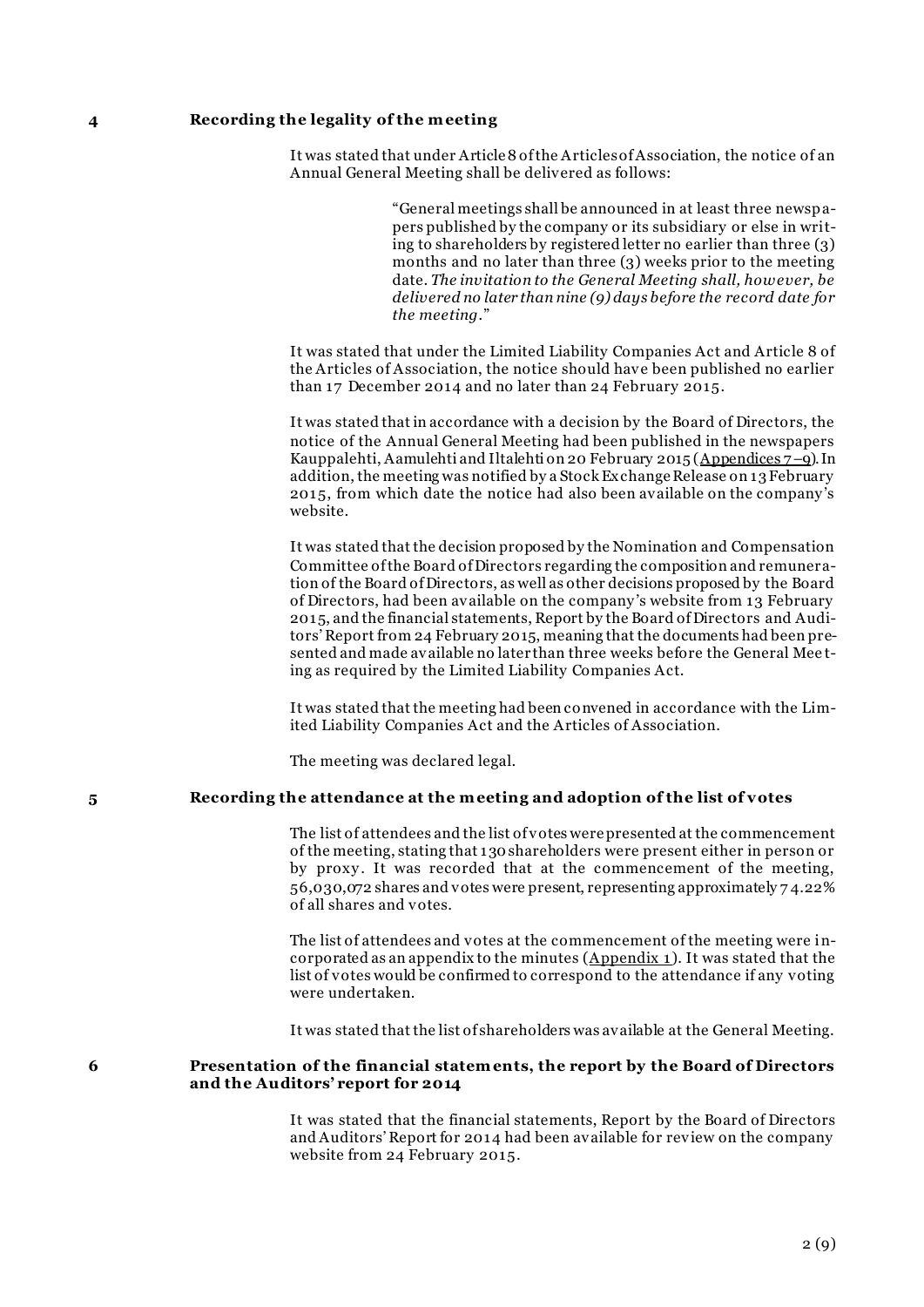## 4 Recording the legality of the meeting

It was stated that under Article 8 of the Articles of Association, the notice of an Annual General Meeting shall be delivered as follows:

> "General meetings shall be announced in at least three newspapers published by the company or its subsidiary or else in writing to shareholders by registered letter no earlier than three (3) months and no later than three (3) weeks prior to the meeting date. *The invitation to the General Meeting shall, however, be delivered no later than nine (9) days before the record date for the meeting*."

It was stated that under the Limited Liability Companies Act and Article 8 of the Articles of Association, the notice should have been published no earlier than 17 December 2014 and no later than 24 February 2015.

It was stated that in accordance with a decision by the Board of Directors, the notice of the Annual General Meeting had been published in the newspapers Kauppalehti, Aamulehti and Iltalehti on 20 February 2015 (Appendices 7–9). In addition, the meeting was notified by a Stock Exchange Release on 13 February 2015, from which date the notice had also been available on the company's website.

It was stated that the decision proposed by the Nomination and Compensation Committee of the Board of Directors regarding the composition and remuneration of the Board of Directors, as well as other decisions proposed by the Board of Directors, had been available on the company's website from 13 February 2015, and the financial statements, Report by the Board of Directors and Auditors' Report from 24 February 2015, meaning that the documents had been presented and made available no later than three weeks before the General Meeting as required by the Limited Liability Companies Act.

It was stated that the meeting had been convened in accordance with the Limited Liability Companies Act and the Articles of Association.

The meeting was declared legal.

## 5 Recording the attendance at the meeting and adoption of the list of votes

The list of attendees and the list of votes were presented at the commencement of the meeting, stating that 130 shareholders were present either in person or by proxy. It was recorded that at the commencement of the meeting, 56,030,072 shares and votes were present, representing approximately 74.22% of all shares and votes.

The list of attendees and votes at the commencement of the meeting were incorporated as an appendix to the minutes (Appendix 1). It was stated that the list of votes would be confirmed to correspond to the attendance if any voting were undertaken.

It was stated that the list of shareholders was available at the General Meeting.

## 6 Presentation of the financial statements, the report by the Board of Directors and the Auditors' report for 2014

It was stated that the financial statements, Report by the Board of Directors and Auditors' Report for 2014 had been available for review on the company website from 24 February 2015.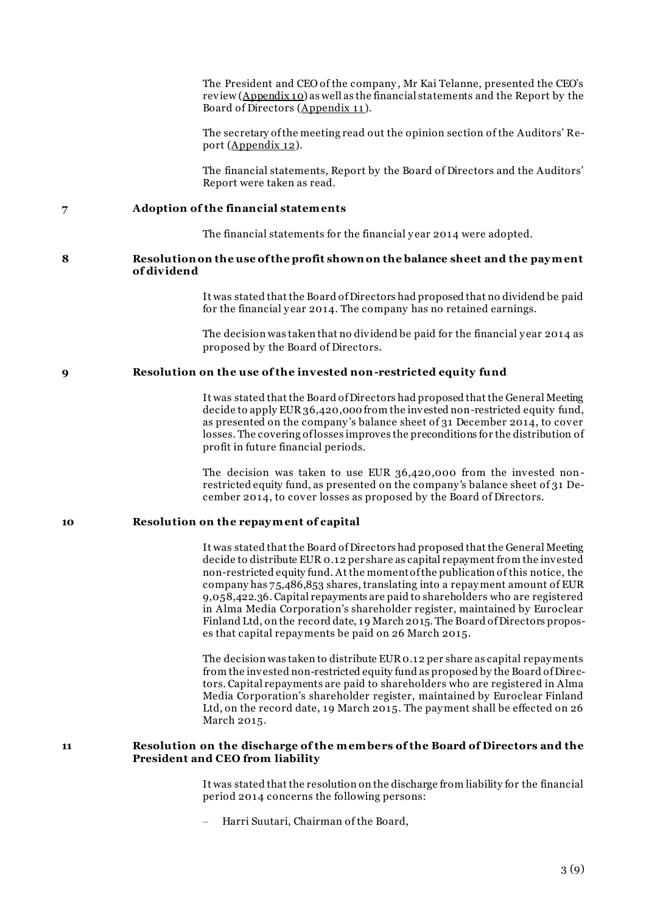The President and CEO of the company, Mr Kai Telanne, presented the CEO's review (Appendix 10) as well as the financial statements and the Report by the Board of Directors (Appendix 11).

The secretary of the meeting read out the opinion section of the Auditors' Report (Appendix 12).

The financial statements, Report by the Board of Directors and the Auditors' Report were taken as read.

## 7 Adoption of the financial statements

The financial statements for the financial year 2014 were adopted.

## 8 Resolution on the use of the profit shown on the balance sheet and the payment of dividend

It was stated that the Board of Directors had proposed that no dividend be paid for the financial year 2014. The company has no retained earnings.

The decision was taken that no dividend be paid for the financial year 2014 as proposed by the Board of Directors.

## 9 Resolution on the use of the invested non-restricted equity fund

It was stated that the Board of Directors had proposed that the General Meeting decide to apply EUR 36,420,000 from the invested non-restricted equity fund, as presented on the company's balance sheet of 31 December 2014, to cover losses. The covering of losses improves the preconditions for the distribution of profit in future financial periods.

The decision was taken to use EUR 36,420,000 from the invested non-restricted equity fund, as presented on the company's balance sheet of 31 December 2014, to cover losses as proposed by the Board of Directors.

## 10 Resolution on the repayment of capital

It was stated that the Board of Directors had proposed that the General Meeting decide to distribute EUR 0.12 per share as capital repayment from the invested non-restricted equity fund. At the moment of the publication of this notice, the company has 75,486,853 shares, translating into a repayment amount of EUR 9,058,422.36. Capital repayments are paid to shareholders who are registered in Alma Media Corporation's shareholder register, maintained by Euroclear Finland Ltd, on the record date, 19 March 2015. The Board of Directors proposes that capital repayments be paid on 26 March 2015.

The decision was taken to distribute EUR 0.12 per share as capital repayments from the invested non-restricted equity fund as proposed by the Board of Directors. Capital repayments are paid to shareholders who are registered in Alma Media Corporation's shareholder register, maintained by Euroclear Finland Ltd, on the record date, 19 March 2015. The payment shall be effected on 26 March 2015.

## 11 Resolution on the discharge of the members of the Board of Directors and the President and CEO from liability

It was stated that the resolution on the discharge from liability for the financial period 2014 concerns the following persons:

- Harri Suutari, Chairman of the Board,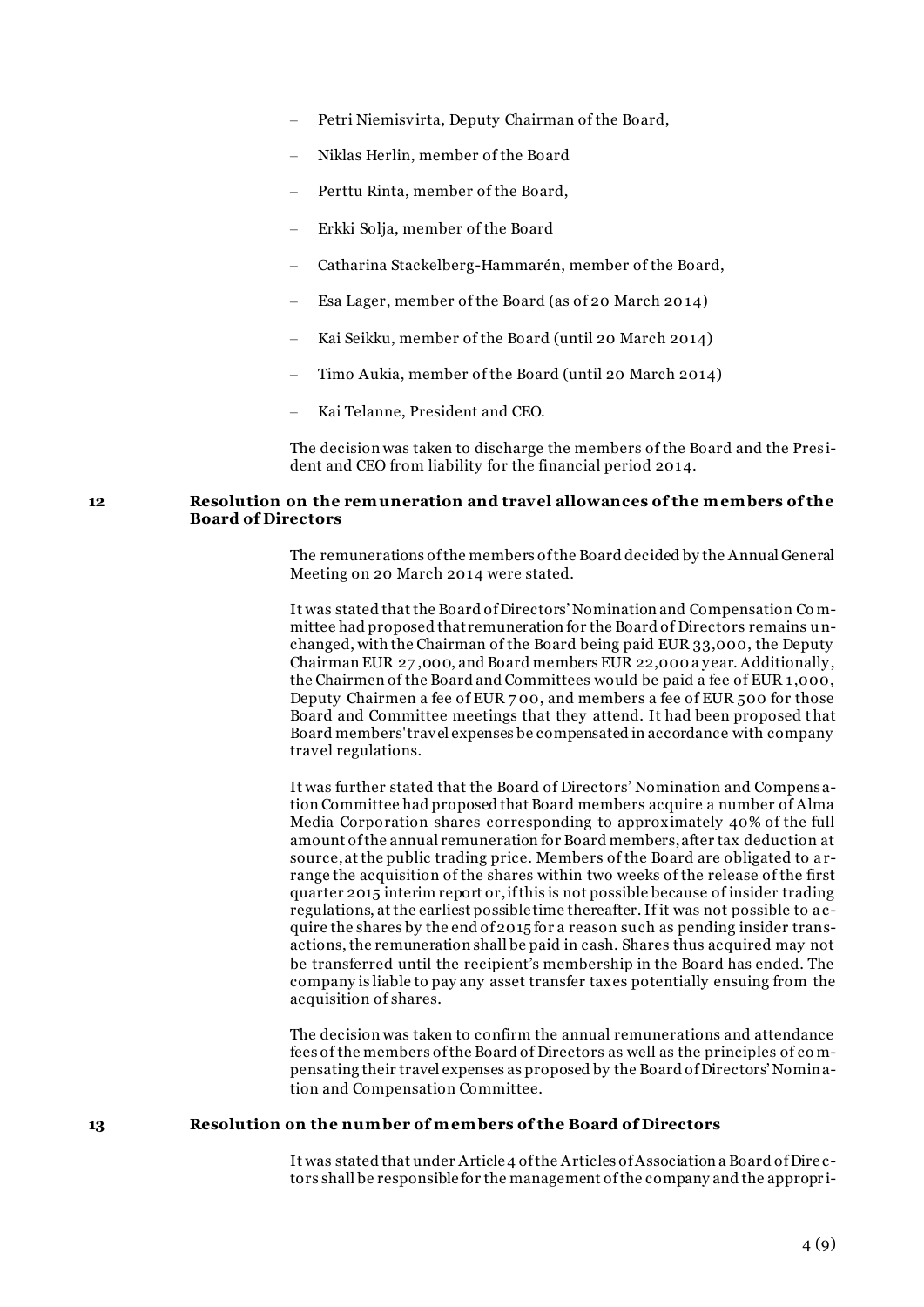- Petri Niemisvirta, Deputy Chairman of the Board,
- Niklas Herlin, member of the Board
- Perttu Rinta, member of the Board,
- Erkki Solja, member of the Board
- Catharina Stackelberg-Hammarén, member of the Board,
- Esa Lager, member of the Board (as of 20 March 2014)
- Kai Seikku, member of the Board (until 20 March 2014)
- Timo Aukia, member of the Board (until 20 March 2014)
- Kai Telanne, President and CEO.

The decision was taken to discharge the members of the Board and the President and CEO from liability for the financial period 2014.

## 12 Resolution on the remuneration and travel allowances of the members of the Board of Directors

The remunerations of the members of the Board decided by the Annual General Meeting on 20 March 2014 were stated.

It was stated that the Board of Directors' Nomination and Compensation Committee had proposed that remuneration for the Board of Directors remains unchanged, with the Chairman of the Board being paid EUR 33,000, the Deputy Chairman EUR 27,000, and Board members EUR 22,000 a year. Additionally, the Chairmen of the Board and Committees would be paid a fee of EUR 1,000, Deputy Chairmen a fee of EUR 700, and members a fee of EUR 500 for those Board and Committee meetings that they attend. It had been proposed that Board members' travel expenses be compensated in accordance with company travel regulations.

It was further stated that the Board of Directors' Nomination and Compensation Committee had proposed that Board members acquire a number of Alma Media Corporation shares corresponding to approximately 40% of the full amount of the annual remuneration for Board members, after tax deduction at source, at the public trading price. Members of the Board are obligated to arrange the acquisition of the shares within two weeks of the release of the first quarter 2015 interim report or, if this is not possible because of insider trading regulations, at the earliest possible time thereafter. If it was not possible to acquire the shares by the end of 2015 for a reason such as pending insider transactions, the remuneration shall be paid in cash. Shares thus acquired may not be transferred until the recipient's membership in the Board has ended. The company is liable to pay any asset transfer taxes potentially ensuing from the acquisition of shares.

The decision was taken to confirm the annual remunerations and attendance fees of the members of the Board of Directors as well as the principles of compensating their travel expenses as proposed by the Board of Directors' Nomination and Compensation Committee.

## 13 Resolution on the number of members of the Board of Directors

It was stated that under Article 4 of the Articles of Association a Board of Directors shall be responsible for the management of the company and the appropri-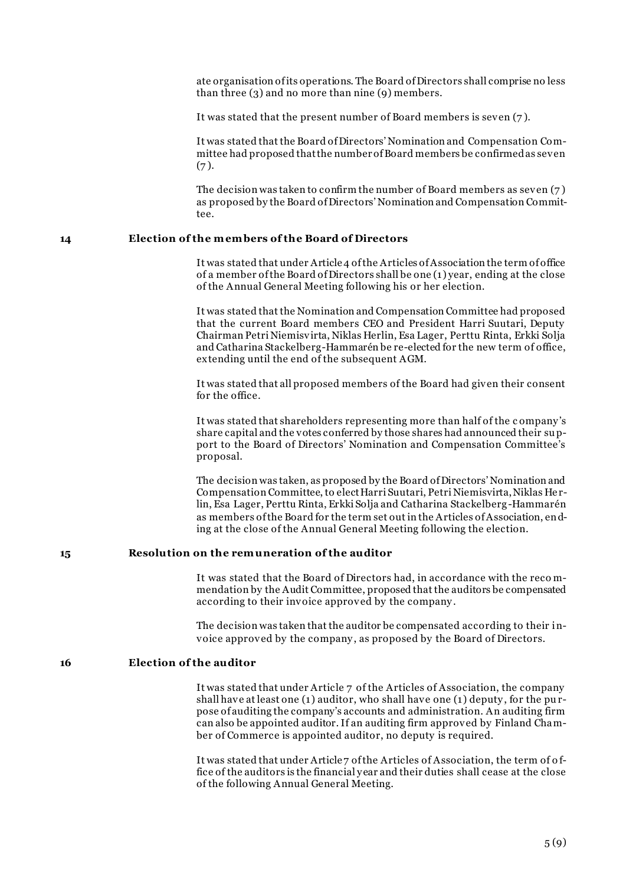ate organisation of its operations. The Board of Directors shall comprise no less than three (3) and no more than nine (9) members.

It was stated that the present number of Board members is seven (7).

It was stated that the Board of Directors' Nomination and Compensation Committee had proposed that the number of Board members be confirmed as seven (7).

The decision was taken to confirm the number of Board members as seven (7) as proposed by the Board of Directors' Nomination and Compensation Committee.

## 14 Election of the members of the Board of Directors

It was stated that under Article 4 of the Articles of Association the term of office of a member of the Board of Directors shall be one (1) year, ending at the close of the Annual General Meeting following his or her election.

It was stated that the Nomination and Compensation Committee had proposed that the current Board members CEO and President Harri Suutari, Deputy Chairman Petri Niemisvirta, Niklas Herlin, Esa Lager, Perttu Rinta, Erkki Solja and Catharina Stackelberg-Hammarén be re-elected for the new term of office, extending until the end of the subsequent AGM.

It was stated that all proposed members of the Board had given their consent for the office.

It was stated that shareholders representing more than half of the company's share capital and the votes conferred by those shares had announced their support to the Board of Directors' Nomination and Compensation Committee's proposal.

The decision was taken, as proposed by the Board of Directors' Nomination and Compensation Committee, to elect Harri Suutari, Petri Niemisvirta, Niklas Herlin, Esa Lager, Perttu Rinta, Erkki Solja and Catharina Stackelberg-Hammarén as members of the Board for the term set out in the Articles of Association, ending at the close of the Annual General Meeting following the election.

## 15 Resolution on the remuneration of the auditor

It was stated that the Board of Directors had, in accordance with the recommendation by the Audit Committee, proposed that the auditors be compensated according to their invoice approved by the company.

The decision was taken that the auditor be compensated according to their invoice approved by the company, as proposed by the Board of Directors.

## 16 Election of the auditor

It was stated that under Article 7 of the Articles of Association, the company shall have at least one (1) auditor, who shall have one (1) deputy, for the purpose of auditing the company's accounts and administration. An auditing firm can also be appointed auditor. If an auditing firm approved by Finland Chamber of Commerce is appointed auditor, no deputy is required.

It was stated that under Article 7 of the Articles of Association, the term of office of the auditors is the financial year and their duties shall cease at the close of the following Annual General Meeting.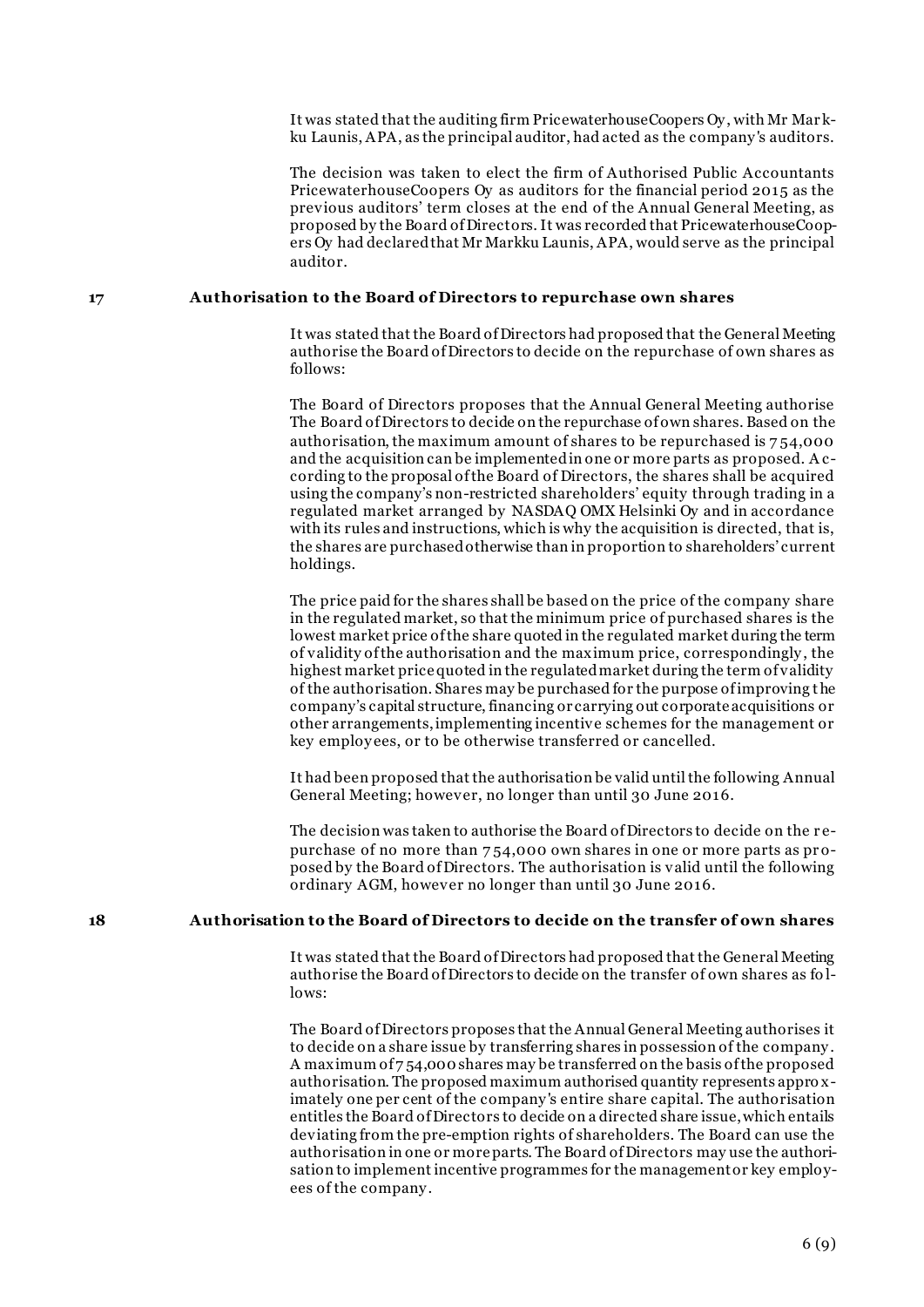It was stated that the auditing firm PricewaterhouseCoopers Oy, with Mr Markku Launis, APA, as the principal auditor, had acted as the company's auditors.

The decision was taken to elect the firm of Authorised Public Accountants PricewaterhouseCoopers Oy as auditors for the financial period 2015 as the previous auditors' term closes at the end of the Annual General Meeting, as proposed by the Board of Directors. It was recorded that PricewaterhouseCoopers Oy had declared that Mr Markku Launis, APA, would serve as the principal auditor.

## 17 Authorisation to the Board of Directors to repurchase own shares

It was stated that the Board of Directors had proposed that the General Meeting authorise the Board of Directors to decide on the repurchase of own shares as follows:

The Board of Directors proposes that the Annual General Meeting authorise The Board of Directors to decide on the repurchase of own shares. Based on the authorisation, the maximum amount of shares to be repurchased is 754,000 and the acquisition can be implemented in one or more parts as proposed. According to the proposal of the Board of Directors, the shares shall be acquired using the company's non-restricted shareholders' equity through trading in a regulated market arranged by NASDAQ OMX Helsinki Oy and in accordance with its rules and instructions, which is why the acquisition is directed, that is, the shares are purchased otherwise than in proportion to shareholders' current holdings.

The price paid for the shares shall be based on the price of the company share in the regulated market, so that the minimum price of purchased shares is the lowest market price of the share quoted in the regulated market during the term of validity of the authorisation and the maximum price, correspondingly, the highest market price quoted in the regulated market during the term of validity of the authorisation. Shares may be purchased for the purpose of improving the company's capital structure, financing or carrying out corporate acquisitions or other arrangements, implementing incentive schemes for the management or key employees, or to be otherwise transferred or cancelled.

It had been proposed that the authorisation be valid until the following Annual General Meeting; however, no longer than until 30 June 2016.

The decision was taken to authorise the Board of Directors to decide on the repurchase of no more than 754,000 own shares in one or more parts as proposed by the Board of Directors. The authorisation is valid until the following ordinary AGM, however no longer than until 30 June 2016.

## 18 Authorisation to the Board of Directors to decide on the transfer of own shares

It was stated that the Board of Directors had proposed that the General Meeting authorise the Board of Directors to decide on the transfer of own shares as follows:

The Board of Directors proposes that the Annual General Meeting authorises it to decide on a share issue by transferring shares in possession of the company. A maximum of 754,000 shares may be transferred on the basis of the proposed authorisation. The proposed maximum authorised quantity represents approximately one per cent of the company's entire share capital. The authorisation entitles the Board of Directors to decide on a directed share issue, which entails deviating from the pre-emption rights of shareholders. The Board can use the authorisation in one or more parts. The Board of Directors may use the authorisation to implement incentive programmes for the management or key employees of the company.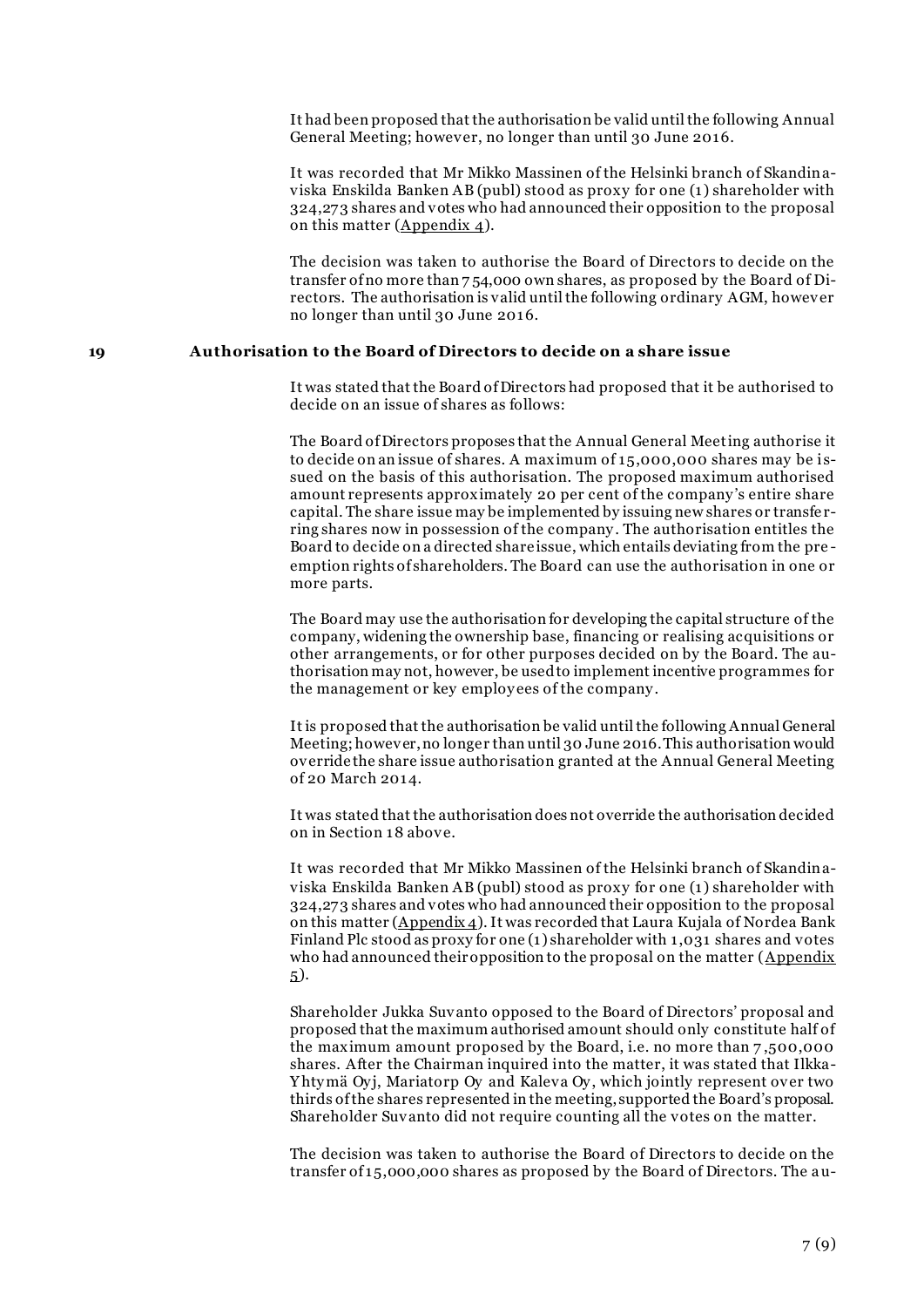It had been proposed that the authorisation be valid until the following Annual General Meeting; however, no longer than until 30 June 2016.

It was recorded that Mr Mikko Massinen of the Helsinki branch of Skandinaviska Enskilda Banken AB (publ) stood as proxy for one (1) shareholder with 324,273 shares and votes who had announced their opposition to the proposal on this matter (Appendix 4).

The decision was taken to authorise the Board of Directors to decide on the transfer of no more than 754,000 own shares, as proposed by the Board of Directors. The authorisation is valid until the following ordinary AGM, however no longer than until 30 June 2016.

## 19 Authorisation to the Board of Directors to decide on a share issue

It was stated that the Board of Directors had proposed that it be authorised to decide on an issue of shares as follows:

The Board of Directors proposes that the Annual General Meeting authorise it to decide on an issue of shares. A maximum of 15,000,000 shares may be issued on the basis of this authorisation. The proposed maximum authorised amount represents approximately 20 per cent of the company's entire share capital. The share issue may be implemented by issuing new shares or transferring shares now in possession of the company. The authorisation entitles the Board to decide on a directed share issue, which entails deviating from the preemption rights of shareholders. The Board can use the authorisation in one or more parts.

The Board may use the authorisation for developing the capital structure of the company, widening the ownership base, financing or realising acquisitions or other arrangements, or for other purposes decided on by the Board. The authorisation may not, however, be used to implement incentive programmes for the management or key employees of the company.

It is proposed that the authorisation be valid until the following Annual General Meeting; however, no longer than until 30 June 2016. This authorisation would override the share issue authorisation granted at the Annual General Meeting of 20 March 2014.

It was stated that the authorisation does not override the authorisation decided on in Section 18 above.

It was recorded that Mr Mikko Massinen of the Helsinki branch of Skandinaviska Enskilda Banken AB (publ) stood as proxy for one (1) shareholder with 324,273 shares and votes who had announced their opposition to the proposal on this matter (Appendix 4). It was recorded that Laura Kujala of Nordea Bank Finland Plc stood as proxy for one (1) shareholder with 1,031 shares and votes who had announced their opposition to the proposal on the matter (Appendix 5).

Shareholder Jukka Suvanto opposed to the Board of Directors' proposal and proposed that the maximum authorised amount should only constitute half of the maximum amount proposed by the Board, i.e. no more than 7,500,000 shares. After the Chairman inquired into the matter, it was stated that Ilkka-Yhtymä Oyj, Mariatorp Oy and Kaleva Oy, which jointly represent over two thirds of the shares represented in the meeting, supported the Board's proposal. Shareholder Suvanto did not require counting all the votes on the matter.

The decision was taken to authorise the Board of Directors to decide on the transfer of 15,000,000 shares as proposed by the Board of Directors. The au-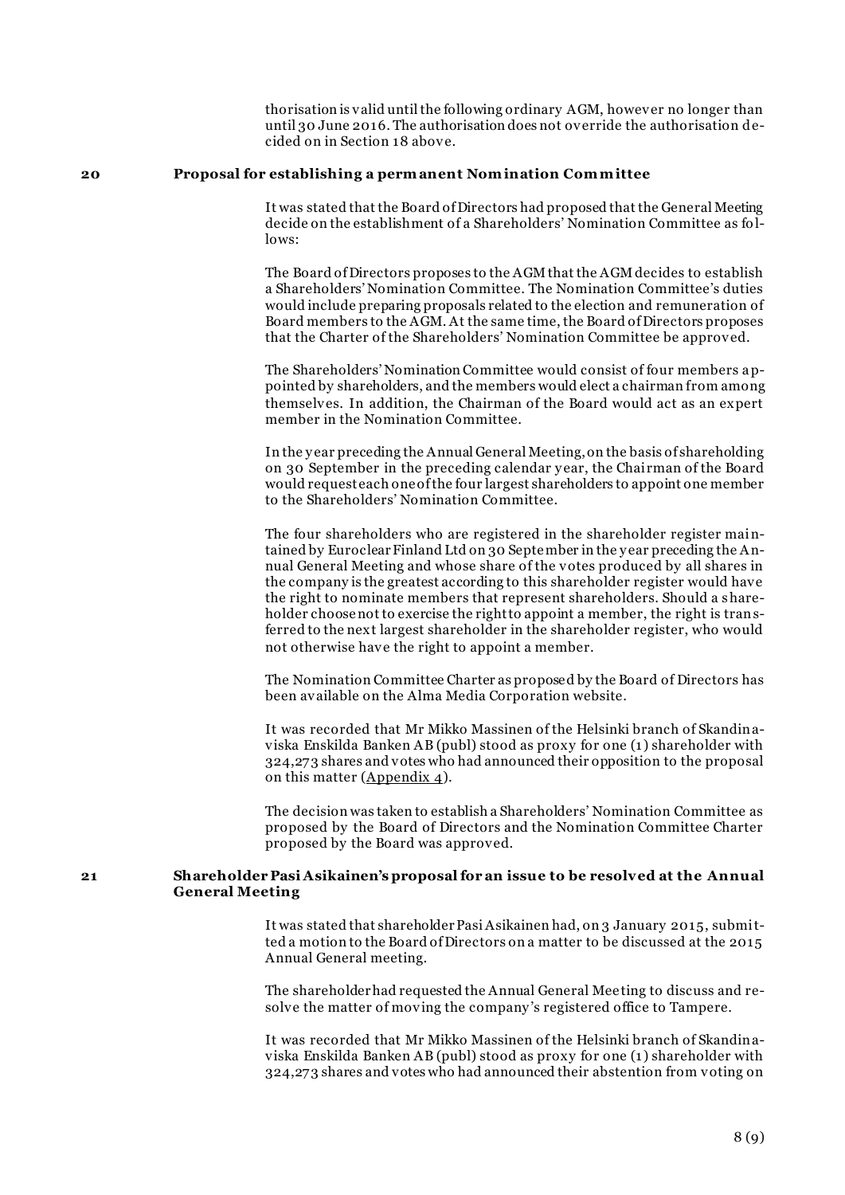thorisation is valid until the following ordinary AGM, however no longer than until 30 June 2016. The authorisation does not override the authorisation decided on in Section 18 above.

## 20 Proposal for establishing a permanent Nomination Committee

It was stated that the Board of Directors had proposed that the General Meeting decide on the establishment of a Shareholders' Nomination Committee as follows:

The Board of Directors proposes to the AGM that the AGM decides to establish a Shareholders' Nomination Committee. The Nomination Committee's duties would include preparing proposals related to the election and remuneration of Board members to the AGM. At the same time, the Board of Directors proposes that the Charter of the Shareholders' Nomination Committee be approved.

The Shareholders' Nomination Committee would consist of four members appointed by shareholders, and the members would elect a chairman from among themselves. In addition, the Chairman of the Board would act as an expert member in the Nomination Committee.

In the year preceding the Annual General Meeting, on the basis of shareholding on 30 September in the preceding calendar year, the Chairman of the Board would request each one of the four largest shareholders to appoint one member to the Shareholders' Nomination Committee.

The four shareholders who are registered in the shareholder register maintained by Euroclear Finland Ltd on 30 September in the year preceding the Annual General Meeting and whose share of the votes produced by all shares in the company is the greatest according to this shareholder register would have the right to nominate members that represent shareholders. Should a shareholder choose not to exercise the right to appoint a member, the right is transferred to the next largest shareholder in the shareholder register, who would not otherwise have the right to appoint a member.

The Nomination Committee Charter as proposed by the Board of Directors has been available on the Alma Media Corporation website.

It was recorded that Mr Mikko Massinen of the Helsinki branch of Skandinaviska Enskilda Banken AB (publ) stood as proxy for one (1) shareholder with 324,273 shares and votes who had announced their opposition to the proposal on this matter (Appendix 4).

The decision was taken to establish a Shareholders' Nomination Committee as proposed by the Board of Directors and the Nomination Committee Charter proposed by the Board was approved.

## 21 Shareholder Pasi Asikainen's proposal for an issue to be resolved at the Annual General Meeting

It was stated that shareholder Pasi Asikainen had, on 3 January 2015, submitted a motion to the Board of Directors on a matter to be discussed at the 2015 Annual General meeting.

The shareholder had requested the Annual General Meeting to discuss and resolve the matter of moving the company's registered office to Tampere.

It was recorded that Mr Mikko Massinen of the Helsinki branch of Skandinaviska Enskilda Banken AB (publ) stood as proxy for one (1) shareholder with 324,273 shares and votes who had announced their abstention from voting on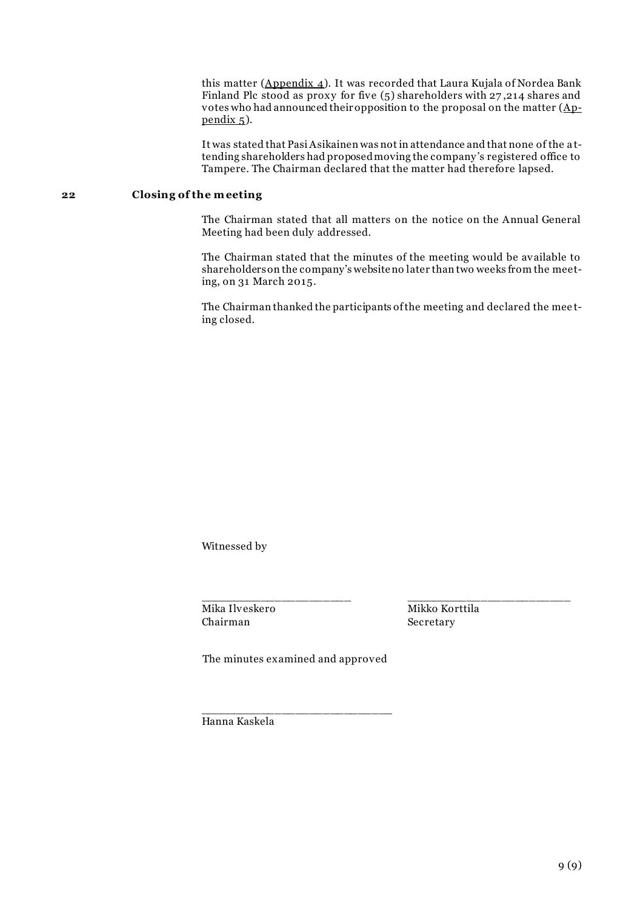this matter (Appendix 4). It was recorded that Laura Kujala of Nordea Bank Finland Plc stood as proxy for five (5) shareholders with 27,214 shares and votes who had announced their opposition to the proposal on the matter (Appendix 5).

It was stated that Pasi Asikainen was not in attendance and that none of the attending shareholders had proposed moving the company's registered office to Tampere. The Chairman declared that the matter had therefore lapsed.

## 22 Closing of the meeting

The Chairman stated that all matters on the notice on the Annual General Meeting had been duly addressed.

The Chairman stated that the minutes of the meeting would be available to shareholders on the company's website no later than two weeks from the meeting, on 31 March 2015.

The Chairman thanked the participants of the meeting and declared the meeting closed.

Witnessed by

| | |
|---|---|
| ______________________ | ______________________ |
| Mika Ilveskero | Mikko Korttila |
| Chairman | Secretary |

The minutes examined and approved

______________________

Hanna Kaskela